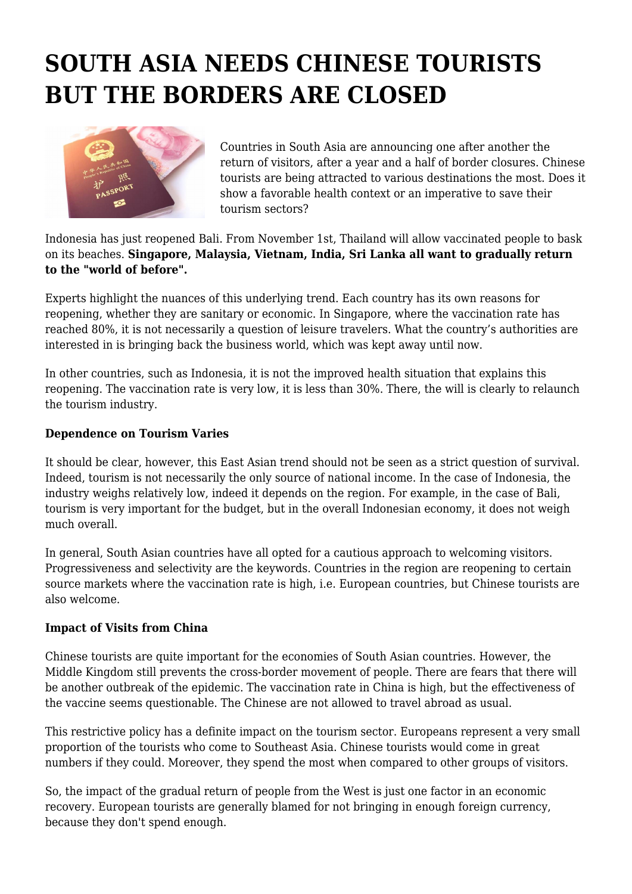# SOUTH ASIA NEEDS CHINESE TOURISTS BUT THE BORDERS ARE CLOSED

Countries in South Asia are announcing one after another the return of visitors, after a year and a half of border closures. Chinese tourists are being attracted to various destinations the most. Does it show a favorable health context or an imperative to save their tourism sectors?

Indonesia has just reopened Bali. From November 1st, Thailand will allow vaccinated people to bask on its beaches. **Singapore, Malaysia, Vietnam, India, Sri Lanka all want to gradually return to the "world of before".**

Experts highlight the nuances of this underlying trend. Each country has its own reasons for reopening, whether they are sanitary or economic. In Singapore, where the vaccination rate has reached 80%, it is not necessarily a question of leisure travelers. What the country's authorities are interested in is bringing back the business world, which was kept away until now.

In other countries, such as Indonesia, it is not the improved health situation that explains this reopening. The vaccination rate is very low, it is less than 30%. There, the will is clearly to relaunch the tourism industry.

**Dependence on Tourism Varies**

It should be clear, however, this East Asian trend should not be seen as a strict question of survival. Indeed, tourism is not necessarily the only source of national income. In the case of Indonesia, the industry weighs relatively low, indeed it depends on the region. For example, in the case of Bali, tourism is very important for the budget, but in the overall Indonesian economy, it does not weigh much overall.

In general, South Asian countries have all opted for a cautious approach to welcoming visitors. Progressiveness and selectivity are the keywords. Countries in the region are reopening to certain source markets where the vaccination rate is high, i.e. European countries, but Chinese tourists are also welcome.

**Impact of Visits from China**

Chinese tourists are quite important for the economies of South Asian countries. However, the Middle Kingdom still prevents the cross-border movement of people. There are fears that there will be another outbreak of the epidemic. The vaccination rate in China is high, but the effectiveness of the vaccine seems questionable. The Chinese are not allowed to travel abroad as usual.

This restrictive policy has a definite impact on the tourism sector. Europeans represent a very small proportion of the tourists who come to Southeast Asia. Chinese tourists would come in great numbers if they could. Moreover, they spend the most when compared to other groups of visitors.

So, the impact of the gradual return of people from the West is just one factor in an economic recovery. European tourists are generally blamed for not bringing in enough foreign currency, because they don't spend enough.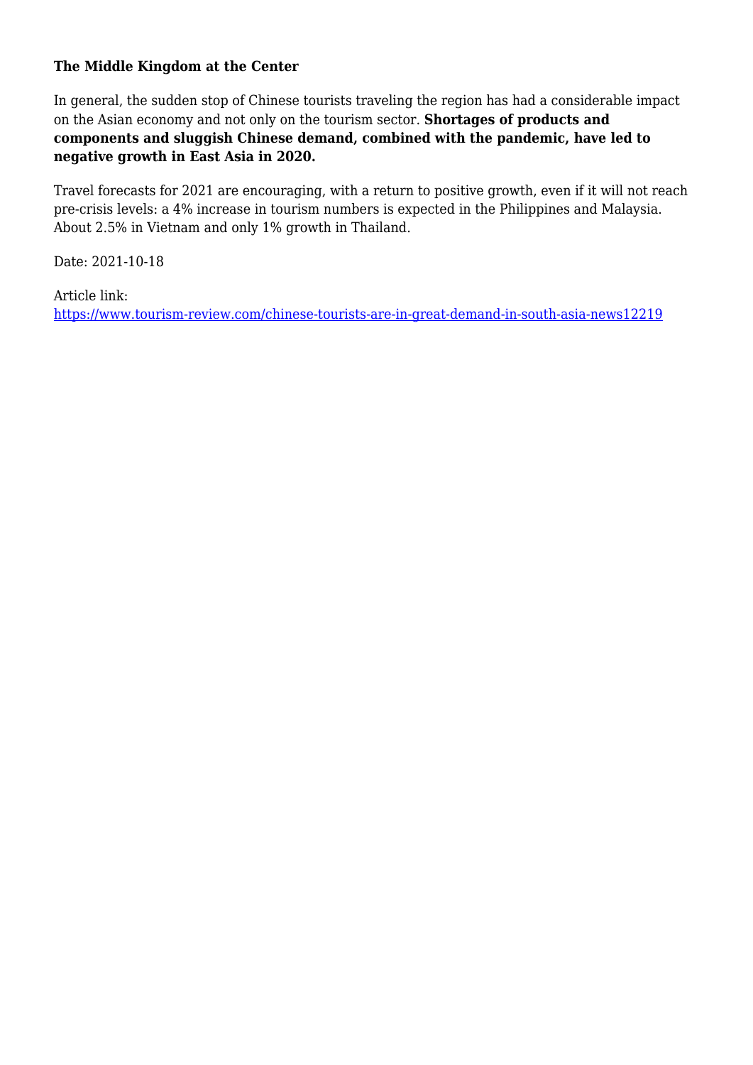**The Middle Kingdom at the Center**

In general, the sudden stop of Chinese tourists traveling the region has had a considerable impact on the Asian economy and not only on the tourism sector. **Shortages of products and components and sluggish Chinese demand, combined with the pandemic, have led to negative growth in East Asia in 2020.**

Travel forecasts for 2021 are encouraging, with a return to positive growth, even if it will not reach pre-crisis levels: a 4% increase in tourism numbers is expected in the Philippines and Malaysia. About 2.5% in Vietnam and only 1% growth in Thailand.

Date: 2021-10-18

Article link:
[https://www.tourism-review.com/chinese-tourists-are-in-great-demand-in-south-asia-news12219](https://www.tourism-review.com/chinese-tourists-are-in-great-demand-in-south-asia-news12219)